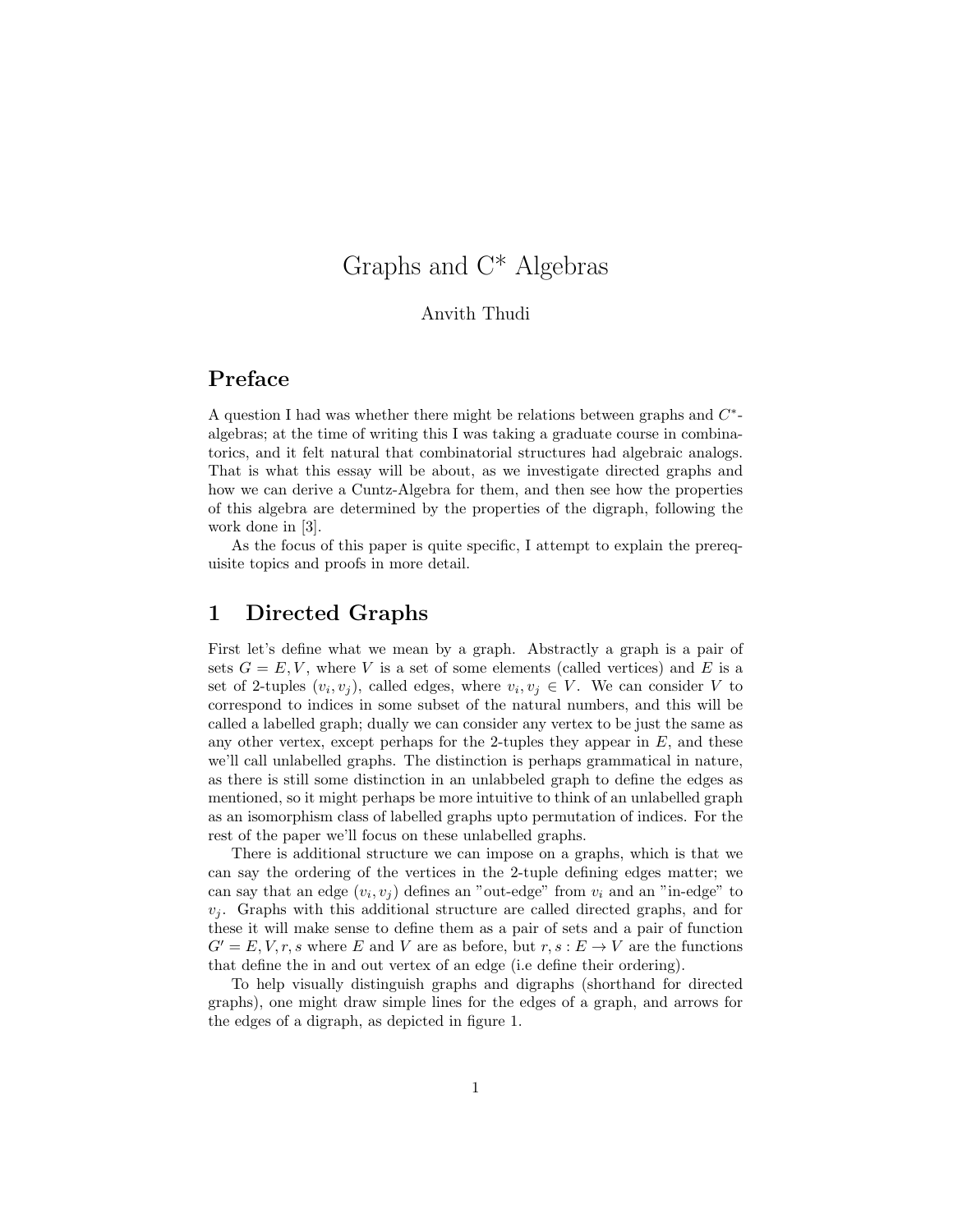# Graphs and C* Algebras

Anvith Thudi

## Preface

A question I had was whether there might be relations between graphs and $C^*$-algebras; at the time of writing this I was taking a graduate course in combinatorics, and it felt natural that combinatorial structures had algebraic analogs. That is what this essay will be about, as we investigate directed graphs and how we can derive a Cuntz-Algebra for them, and then see how the properties of this algebra are determined by the properties of the digraph, following the work done in [3].

As the focus of this paper is quite specific, I attempt to explain the prerequisite topics and proofs in more detail.

## 1 Directed Graphs

First let's define what we mean by a graph. Abstractly a graph is a pair of sets $G = E, V$, where $V$ is a set of some elements (called vertices) and $E$ is a set of 2-tuples $(v_i, v_j)$, called edges, where $v_i, v_j \in V$. We can consider $V$ to correspond to indices in some subset of the natural numbers, and this will be called a labelled graph; dually we can consider any vertex to be just the same as any other vertex, except perhaps for the 2-tuples they appear in $E$, and these we'll call unlabelled graphs. The distinction is perhaps grammatical in nature, as there is still some distinction in an unlabbeled graph to define the edges as mentioned, so it might perhaps be more intuitive to think of an unlabelled graph as an isomorphism class of labelled graphs upto permutation of indices. For the rest of the paper we'll focus on these unlabelled graphs.

There is additional structure we can impose on a graphs, which is that we can say the ordering of the vertices in the 2-tuple defining edges matter; we can say that an edge $(v_i, v_j)$ defines an "out-edge" from $v_i$ and an "in-edge" to $v_j$. Graphs with this additional structure are called directed graphs, and for these it will make sense to define them as a pair of sets and a pair of function $G' = E, V, r, s$ where $E$ and $V$ are as before, but $r, s : E \to V$ are the functions that define the in and out vertex of an edge (i.e define their ordering).

To help visually distinguish graphs and digraphs (shorthand for directed graphs), one might draw simple lines for the edges of a graph, and arrows for the edges of a digraph, as depicted in figure 1.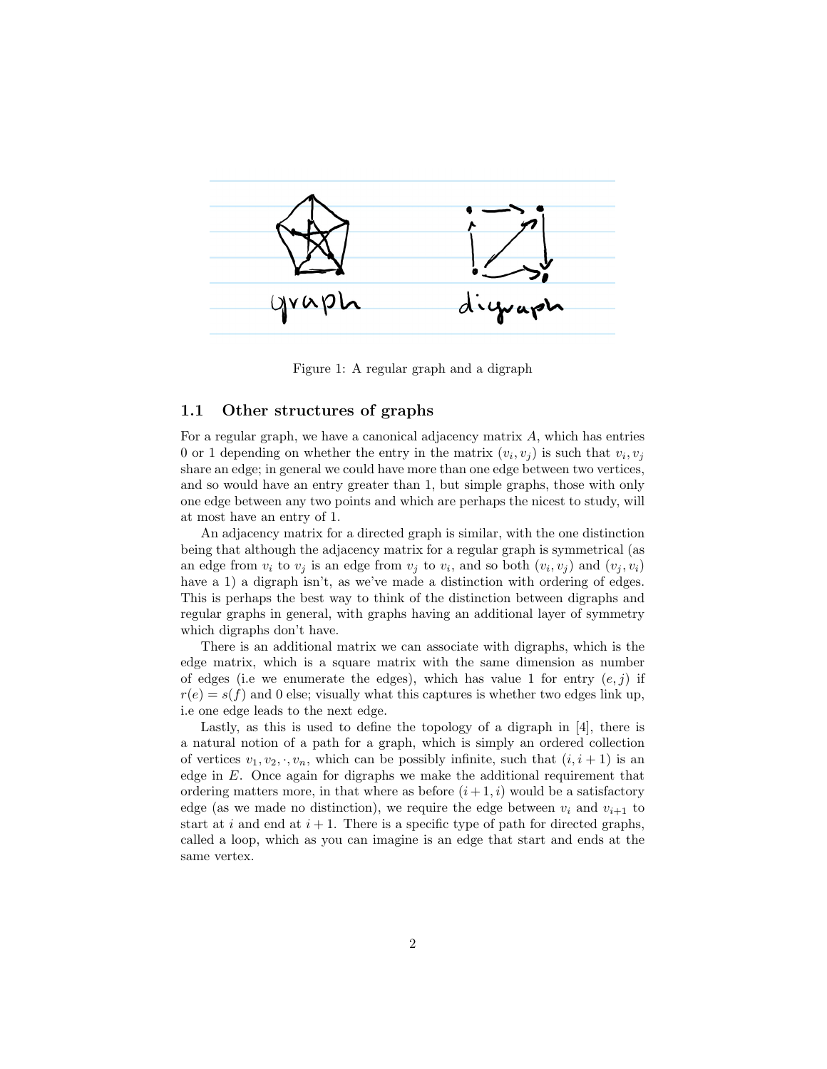Figure 1: A regular graph and a digraph

### 1.1 Other structures of graphs

For a regular graph, we have a canonical adjacency matrix $A$, which has entries 0 or 1 depending on whether the entry in the matrix $(v_i, v_j)$ is such that $v_i, v_j$ share an edge; in general we could have more than one edge between two vertices, and so would have an entry greater than 1, but simple graphs, those with only one edge between any two points and which are perhaps the nicest to study, will at most have an entry of 1.

An adjacency matrix for a directed graph is similar, with the one distinction being that although the adjacency matrix for a regular graph is symmetrical (as an edge from $v_i$ to $v_j$ is an edge from $v_j$ to $v_i$, and so both $(v_i, v_j)$ and $(v_j, v_i)$ have a 1) a digraph isn't, as we've made a distinction with ordering of edges. This is perhaps the best way to think of the distinction between digraphs and regular graphs in general, with graphs having an additional layer of symmetry which digraphs don't have.

There is an additional matrix we can associate with digraphs, which is the edge matrix, which is a square matrix with the same dimension as number of edges (i.e we enumerate the edges), which has value 1 for entry $(e, j)$ if $r(e) = s(f)$ and 0 else; visually what this captures is whether two edges link up, i.e one edge leads to the next edge.

Lastly, as this is used to define the topology of a digraph in [4], there is a natural notion of a path for a graph, which is simply an ordered collection of vertices $v_1, v_2, \cdot, v_n$, which can be possibly infinite, such that $(i, i+1)$ is an edge in $E$. Once again for digraphs we make the additional requirement that ordering matters more, in that where as before $(i+1, i)$ would be a satisfactory edge (as we made no distinction), we require the edge between $v_i$ and $v_{i+1}$ to start at $i$ and end at $i+1$. There is a specific type of path for directed graphs, called a loop, which as you can imagine is an edge that start and ends at the same vertex.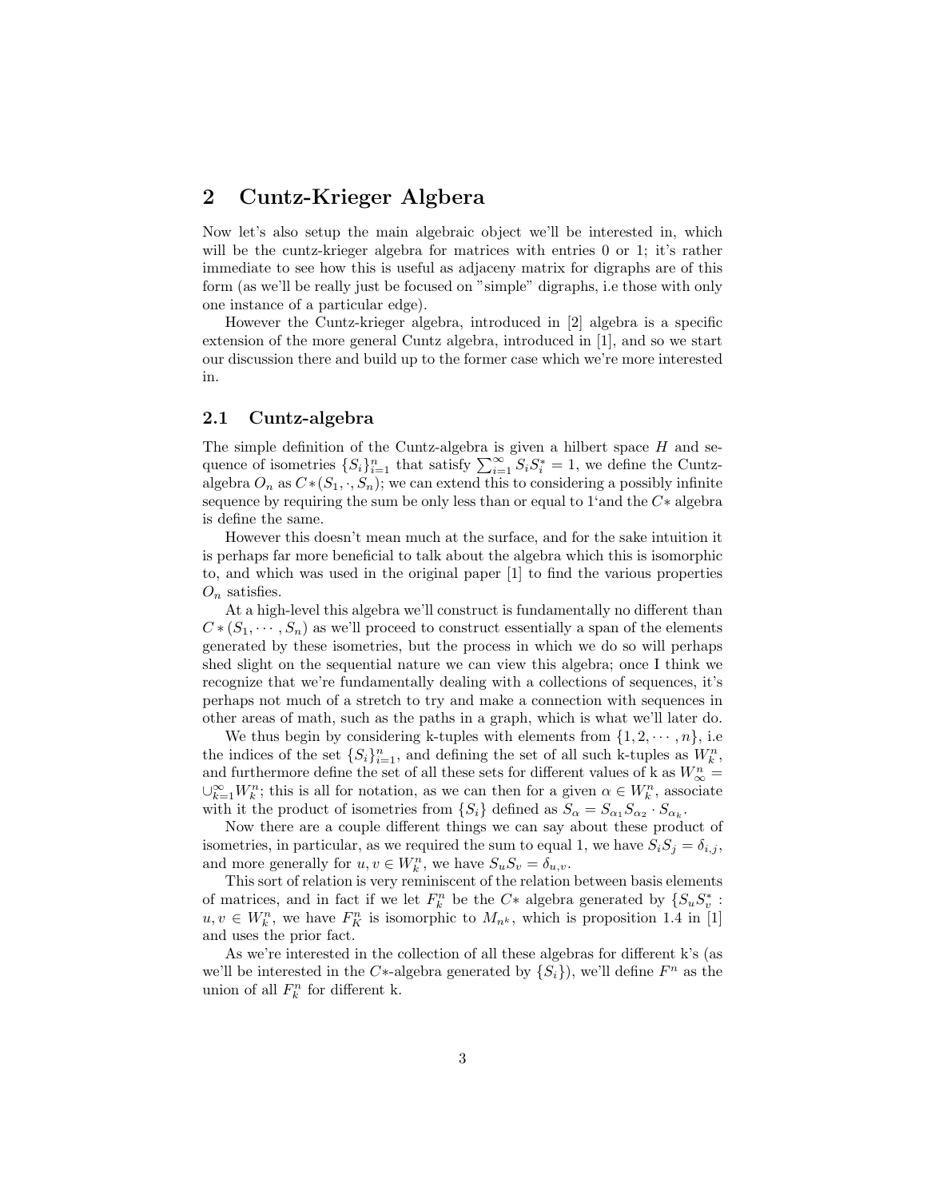## 2 Cuntz-Krieger Algbera

Now let's also setup the main algebraic object we'll be interested in, which will be the cuntz-krieger algebra for matrices with entries 0 or 1; it's rather immediate to see how this is useful as adjaceny matrix for digraphs are of this form (as we'll be really just be focused on "simple" digraphs, i.e those with only one instance of a particular edge).

However the Cuntz-krieger algebra, introduced in [2] algebra is a specific extension of the more general Cuntz algebra, introduced in [1], and so we start our discussion there and build up to the former case which we're more interested in.

### 2.1 Cuntz-algebra

The simple definition of the Cuntz-algebra is given a hilbert space $H$ and sequence of isometries $\{S_i\}_{i=1}^n$ that satisfy $\sum_{i=1}^{\infty} S_i S_i^* = 1$, we define the Cuntz-algebra $O_n$ as $C*(S_1, \cdot, S_n)$; we can extend this to considering a possibly infinite sequence by requiring the sum be only less than or equal to 1'and the $C*$ algebra is define the same.

However this doesn't mean much at the surface, and for the sake intuition it is perhaps far more beneficial to talk about the algebra which this is isomorphic to, and which was used in the original paper [1] to find the various properties $O_n$ satisfies.

At a high-level this algebra we'll construct is fundamentally no different than $C*(S_1, \cdots, S_n)$ as we'll proceed to construct essentially a span of the elements generated by these isometries, but the process in which we do so will perhaps shed slight on the sequential nature we can view this algebra; once I think we recognize that we're fundamentally dealing with a collections of sequences, it's perhaps not much of a stretch to try and make a connection with sequences in other areas of math, such as the paths in a graph, which is what we'll later do.

We thus begin by considering k-tuples with elements from $\{1, 2, \cdots, n\}$, i.e the indices of the set $\{S_i\}_{i=1}^n$, and defining the set of all such k-tuples as $W_k^n$, and furthermore define the set of all these sets for different values of k as $W_\infty^n = \cup_{k=1}^{\infty} W_k^n$; this is all for notation, as we can then for a given $\alpha \in W_k^n$, associate with it the product of isometries from $\{S_i\}$ defined as $S_\alpha = S_{\alpha_1} S_{\alpha_2} \cdot S_{\alpha_k}$.

Now there are a couple different things we can say about these product of isometries, in particular, as we required the sum to equal 1, we have $S_i S_j = \delta_{i,j}$, and more generally for $u, v \in W_k^n$, we have $S_u S_v = \delta_{u,v}$.

This sort of relation is very reminiscent of the relation between basis elements of matrices, and in fact if we let $F_k^n$ be the $C*$ algebra generated by $\{S_u S_v^* : u, v \in W_k^n$, we have $F_K^n$ is isomorphic to $M_{n^k}$, which is proposition 1.4 in [1] and uses the prior fact.

As we're interested in the collection of all these algebras for different k's (as we'll be interested in the $C*$-algebra generated by $\{S_i\}$), we'll define $F^n$ as the union of all $F_k^n$ for different k.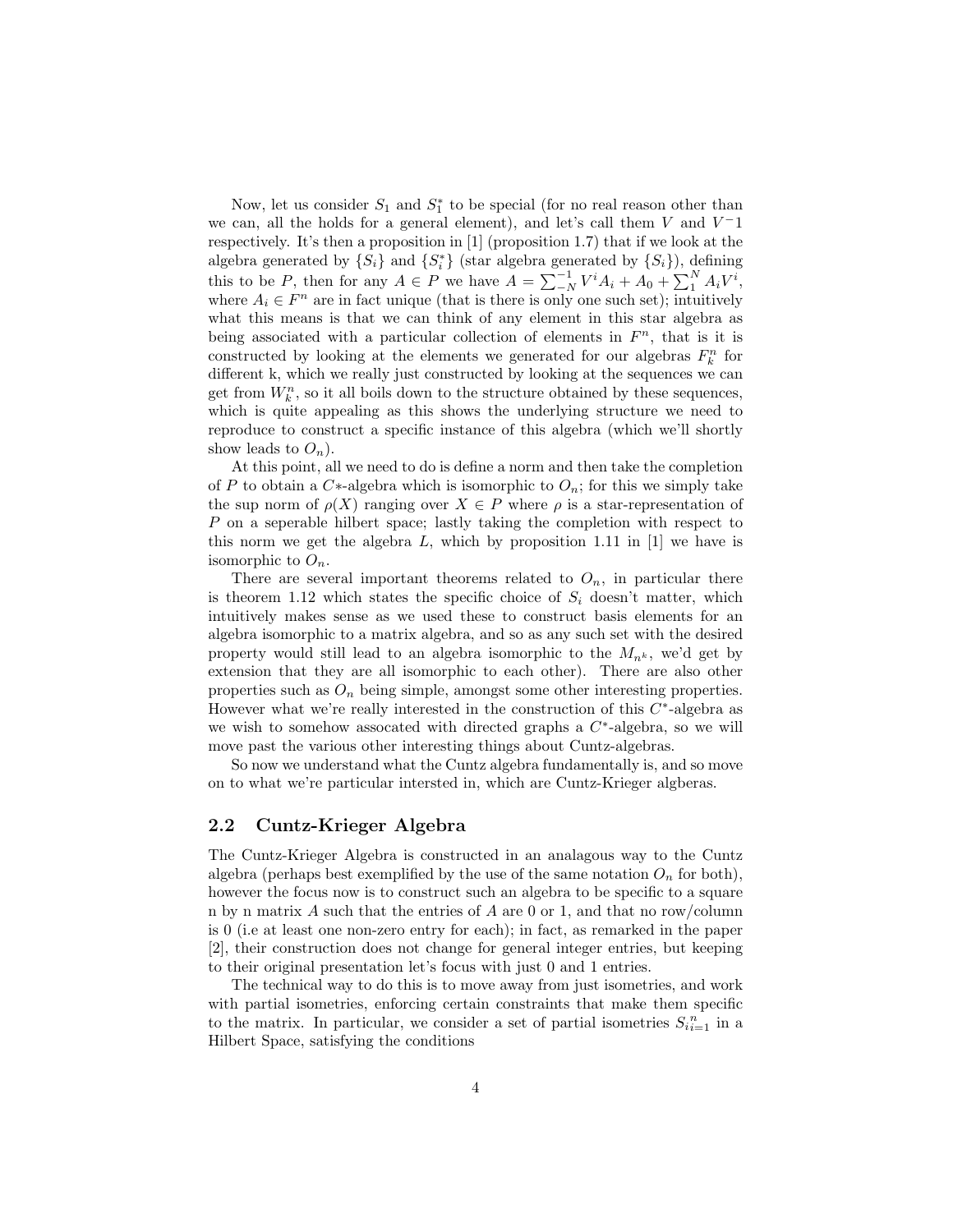Now, let us consider $S_1$ and $S_1^*$ to be special (for no real reason other than we can, all the holds for a general element), and let's call them $V$ and $V^-1$ respectively. It's then a proposition in [1] (proposition 1.7) that if we look at the algebra generated by $\{S_i\}$ and $\{S_i^*\}$ (star algebra generated by $\{S_i\}$), defining this to be $P$, then for any $A \in P$ we have $A = \sum_{-N}^{-1} V^i A_i + A_0 + \sum_1^N A_i V^i$, where $A_i \in F^n$ are in fact unique (that is there is only one such set); intuitively what this means is that we can think of any element in this star algebra as being associated with a particular collection of elements in $F^n$, that is it is constructed by looking at the elements we generated for our algebras $F_k^n$ for different k, which we really just constructed by looking at the sequences we can get from $W_k^n$, so it all boils down to the structure obtained by these sequences, which is quite appealing as this shows the underlying structure we need to reproduce to construct a specific instance of this algebra (which we'll shortly show leads to $O_n$).

At this point, all we need to do is define a norm and then take the completion of $P$ to obtain a $C*$-algebra which is isomorphic to $O_n$; for this we simply take the sup norm of $\rho(X)$ ranging over $X \in P$ where $\rho$ is a star-representation of $P$ on a seperable hilbert space; lastly taking the completion with respect to this norm we get the algebra $L$, which by proposition 1.11 in [1] we have is isomorphic to $O_n$.

There are several important theorems related to $O_n$, in particular there is theorem 1.12 which states the specific choice of $S_i$ doesn't matter, which intuitively makes sense as we used these to construct basis elements for an algebra isomorphic to a matrix algebra, and so as any such set with the desired property would still lead to an algebra isomorphic to the $M_{n^k}$, we'd get by extension that they are all isomorphic to each other). There are also other properties such as $O_n$ being simple, amongst some other interesting properties. However what we're really interested in the construction of this $C^*$-algebra as we wish to somehow assocated with directed graphs a $C^*$-algebra, so we will move past the various other interesting things about Cuntz-algebras.

So now we understand what the Cuntz algebra fundamentally is, and so move on to what we're particular intersted in, which are Cuntz-Krieger algberas.

## 2.2 Cuntz-Krieger Algebra

The Cuntz-Krieger Algebra is constructed in an analagous way to the Cuntz algebra (perhaps best exemplified by the use of the same notation $O_n$ for both), however the focus now is to construct such an algebra to be specific to a square n by n matrix $A$ such that the entries of $A$ are 0 or 1, and that no row/column is 0 (i.e at least one non-zero entry for each); in fact, as remarked in the paper [2], their construction does not change for general integer entries, but keeping to their original presentation let's focus with just 0 and 1 entries.

The technical way to do this is to move away from just isometries, and work with partial isometries, enforcing certain constraints that make them specific to the matrix. In particular, we consider a set of partial isometries $S_{ii=1}^n$ in a Hilbert Space, satisfying the conditions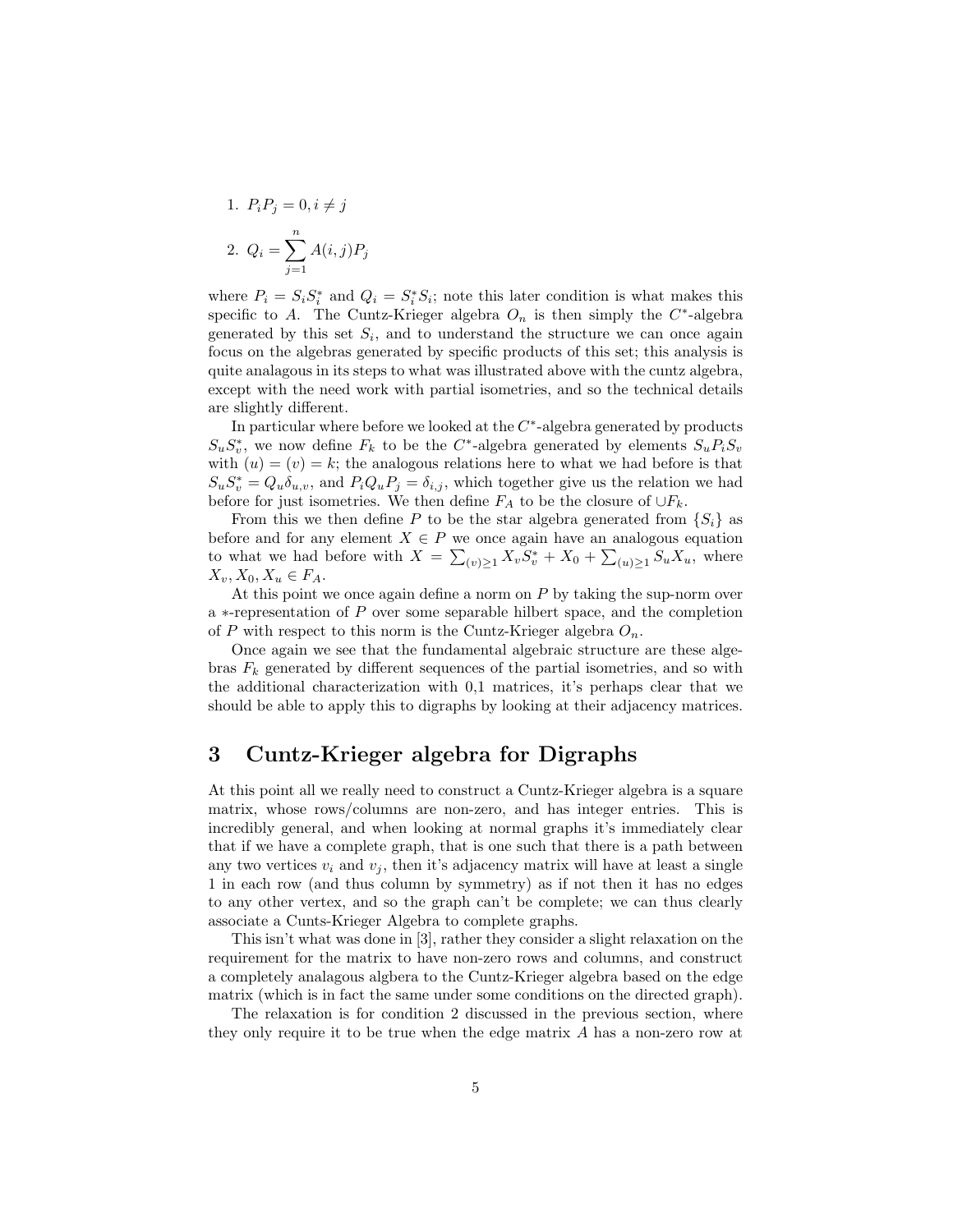1. $P_i P_j = 0, i \neq j$
2. $Q_i = \sum_{j=1}^{n} A(i,j) P_j$

where $P_i = S_i S_i^*$ and $Q_i = S_i^* S_i$; note this later condition is what makes this specific to $A$. The Cuntz-Krieger algebra $O_n$ is then simply the $C^*$-algebra generated by this set $S_i$, and to understand the structure we can once again focus on the algebras generated by specific products of this set; this analysis is quite analagous in its steps to what was illustrated above with the cuntz algebra, except with the need work with partial isometries, and so the technical details are slightly different.

In particular where before we looked at the $C^*$-algebra generated by products $S_u S_v^*$, we now define $F_k$ to be the $C^*$-algebra generated by elements $S_u P_i S_v$ with $(u) = (v) = k$; the analogous relations here to what we had before is that $S_u S_v^* = Q_u \delta_{u,v}$, and $P_i Q_u P_j = \delta_{i,j}$, which together give us the relation we had before for just isometries. We then define $F_A$ to be the closure of $\cup F_k$.

From this we then define $P$ to be the star algebra generated from $\{S_i\}$ as before and for any element $X \in P$ we once again have an analogous equation to what we had before with $X = \sum_{(v)\geq 1} X_v S_v^* + X_0 + \sum_{(u)\geq 1} S_u X_u$, where $X_v, X_0, X_u \in F_A$.

At this point we once again define a norm on $P$ by taking the sup-norm over a $*$-representation of $P$ over some separable hilbert space, and the completion of $P$ with respect to this norm is the Cuntz-Krieger algebra $O_n$.

Once again we see that the fundamental algebraic structure are these algebras $F_k$ generated by different sequences of the partial isometries, and so with the additional characterization with 0,1 matrices, it's perhaps clear that we should be able to apply this to digraphs by looking at their adjacency matrices.

# 3 Cuntz-Krieger algebra for Digraphs

At this point all we really need to construct a Cuntz-Krieger algebra is a square matrix, whose rows/columns are non-zero, and has integer entries. This is incredibly general, and when looking at normal graphs it's immediately clear that if we have a complete graph, that is one such that there is a path between any two vertices $v_i$ and $v_j$, then it's adjacency matrix will have at least a single 1 in each row (and thus column by symmetry) as if not then it has no edges to any other vertex, and so the graph can't be complete; we can thus clearly associate a Cunts-Krieger Algebra to complete graphs.

This isn't what was done in [3], rather they consider a slight relaxation on the requirement for the matrix to have non-zero rows and columns, and construct a completely analagous algbera to the Cuntz-Krieger algebra based on the edge matrix (which is in fact the same under some conditions on the directed graph).

The relaxation is for condition 2 discussed in the previous section, where they only require it to be true when the edge matrix $A$ has a non-zero row at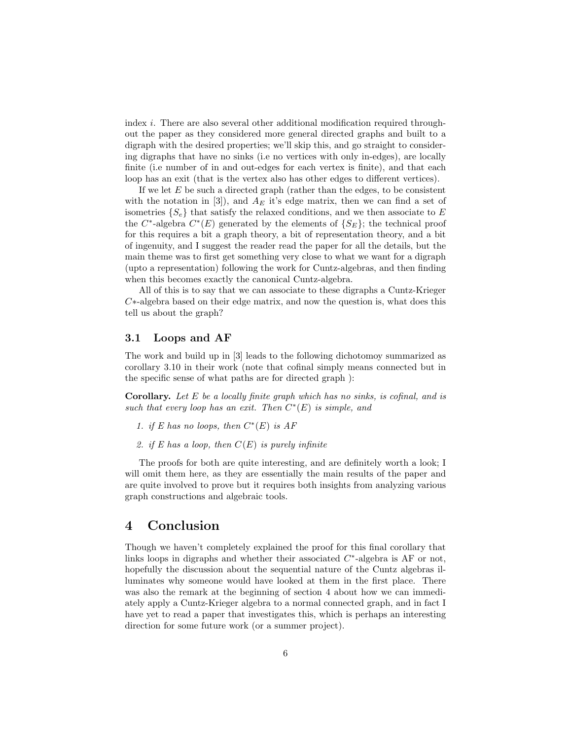index $i$. There are also several other additional modification required throughout the paper as they considered more general directed graphs and built to a digraph with the desired properties; we'll skip this, and go straight to considering digraphs that have no sinks (i.e no vertices with only in-edges), are locally finite (i.e number of in and out-edges for each vertex is finite), and that each loop has an exit (that is the vertex also has other edges to different vertices).

If we let $E$ be such a directed graph (rather than the edges, to be consistent with the notation in [3]), and $A_E$ it's edge matrix, then we can find a set of isometries $\{S_e\}$ that satisfy the relaxed conditions, and we then associate to $E$ the $C^*$-algebra $C^*(E)$ generated by the elements of $\{S_E\}$; the technical proof for this requires a bit a graph theory, a bit of representation theory, and a bit of ingenuity, and I suggest the reader read the paper for all the details, but the main theme was to first get something very close to what we want for a digraph (upto a representation) following the work for Cuntz-algebras, and then finding when this becomes exactly the canonical Cuntz-algebra.

All of this is to say that we can associate to these digraphs a Cuntz-Krieger $C*$-algebra based on their edge matrix, and now the question is, what does this tell us about the graph?

### 3.1 Loops and AF

The work and build up in [3] leads to the following dichotomoy summarized as corollary 3.10 in their work (note that cofinal simply means connected but in the specific sense of what paths are for directed graph ):

**Corollary.** *Let $E$ be a locally finite graph which has no sinks, is cofinal, and is such that every loop has an exit. Then $C^*(E)$ is simple, and*

1. *if $E$ has no loops, then $C^*(E)$ is AF*
2. *if $E$ has a loop, then $C(E)$ is purely infinite*

The proofs for both are quite interesting, and are definitely worth a look; I will omit them here, as they are essentially the main results of the paper and are quite involved to prove but it requires both insights from analyzing various graph constructions and algebraic tools.

## 4 Conclusion

Though we haven't completely explained the proof for this final corollary that links loops in digraphs and whether their associated $C^*$-algebra is AF or not, hopefully the discussion about the sequential nature of the Cuntz algebras illuminates why someone would have looked at them in the first place. There was also the remark at the beginning of section 4 about how we can immediately apply a Cuntz-Krieger algebra to a normal connected graph, and in fact I have yet to read a paper that investigates this, which is perhaps an interesting direction for some future work (or a summer project).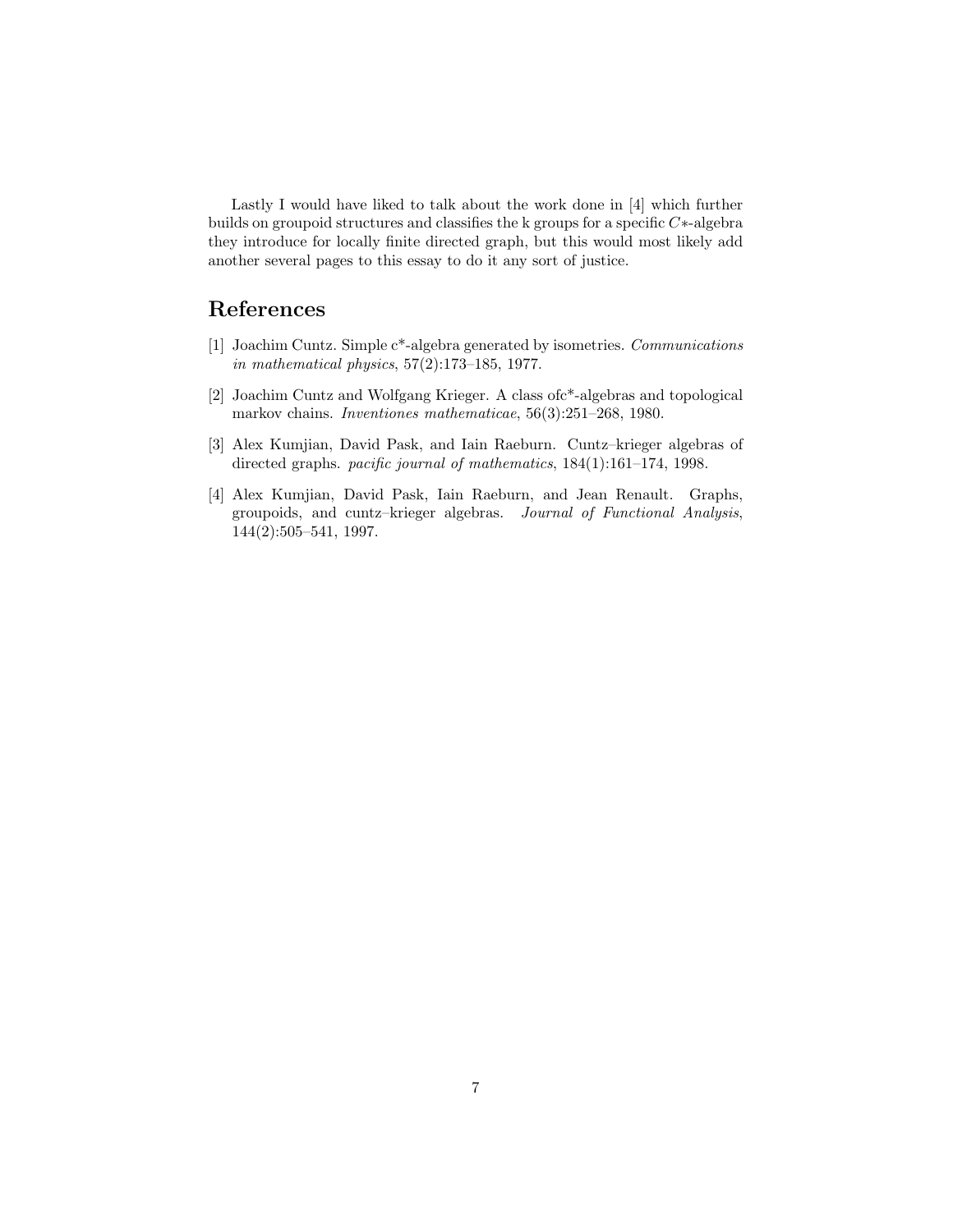Lastly I would have liked to talk about the work done in [4] which further builds on groupoid structures and classifies the k groups for a specific $C*$-algebra they introduce for locally finite directed graph, but this would most likely add another several pages to this essay to do it any sort of justice.

## References

[1] Joachim Cuntz. Simple c*-algebra generated by isometries. *Communications in mathematical physics*, 57(2):173–185, 1977.

[2] Joachim Cuntz and Wolfgang Krieger. A class ofc*-algebras and topological markov chains. *Inventiones mathematicae*, 56(3):251–268, 1980.

[3] Alex Kumjian, David Pask, and Iain Raeburn. Cuntz–krieger algebras of directed graphs. *pacific journal of mathematics*, 184(1):161–174, 1998.

[4] Alex Kumjian, David Pask, Iain Raeburn, and Jean Renault. Graphs, groupoids, and cuntz–krieger algebras. *Journal of Functional Analysis*, 144(2):505–541, 1997.